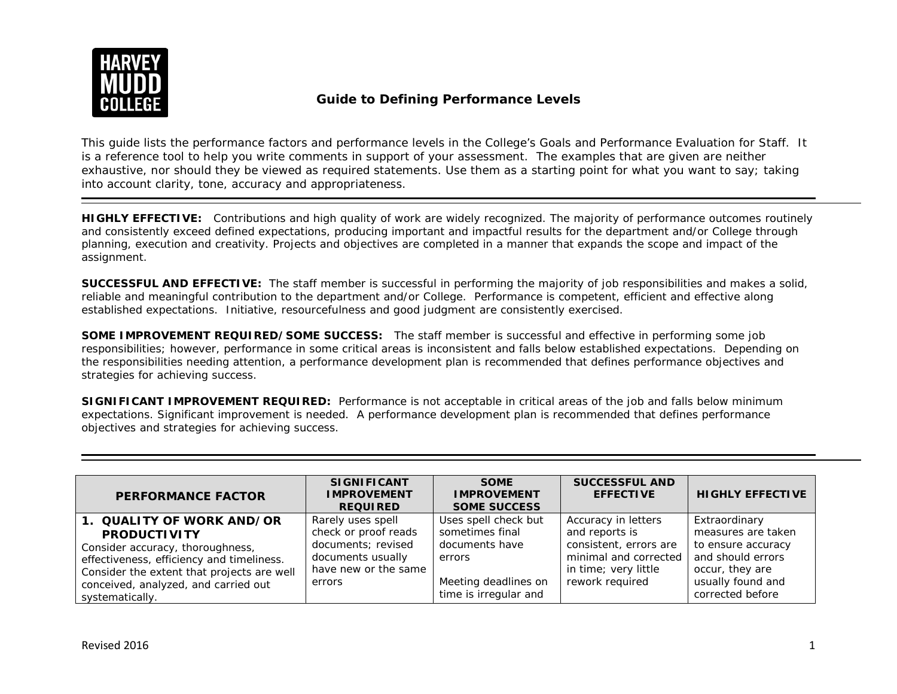HARVEY MUDD COLLEGE

# Guide to Defining Performance Levels

This guide lists the performance factors and performance levels in the College's Goals and Performance Evaluation for Staff. It is a reference tool to help you write comments in support of your assessment. The examples that are given are neither exhaustive, nor should they be viewed as required statements. Use them as a starting point for what you want to say; taking into account clarity, tone, accuracy and appropriateness.

---

**HIGHLY EFFECTIVE:** Contributions and high quality of work are widely recognized. The majority of performance outcomes routinely and consistently exceed defined expectations, producing important and impactful results for the department and/or College through planning, execution and creativity. Projects and objectives are completed in a manner that expands the scope and impact of the assignment.

**SUCCESSFUL AND EFFECTIVE:** The staff member is successful in performing the majority of job responsibilities and makes a solid, reliable and meaningful contribution to the department and/or College. Performance is competent, efficient and effective along established expectations. Initiative, resourcefulness and good judgment are consistently exercised.

**SOME IMPROVEMENT REQUIRED/SOME SUCCESS:** The staff member is successful and effective in performing some job responsibilities; however, performance in some critical areas is inconsistent and falls below established expectations. Depending on the responsibilities needing attention, a performance development plan is recommended that defines performance objectives and strategies for achieving success.

**SIGNIFICANT IMPROVEMENT REQUIRED:** Performance is not acceptable in critical areas of the job and falls below minimum expectations. Significant improvement is needed. A performance development plan is recommended that defines performance objectives and strategies for achieving success.

---

| PERFORMANCE FACTOR | SIGNIFICANT IMPROVEMENT REQUIRED | SOME IMPROVEMENT SOME SUCCESS | SUCCESSFUL AND EFFECTIVE | HIGHLY EFFECTIVE |
|---|---|---|---|---|
| **1. QUALITY OF WORK AND/OR PRODUCTIVITY** Consider accuracy, thoroughness, effectiveness, efficiency and timeliness. Consider the extent that projects are well conceived, analyzed, and carried out systematically. | Rarely uses spell check or proof reads documents; revised documents usually have new or the same errors | Uses spell check but sometimes final documents have errors<br><br>Meeting deadlines on time is irregular and | Accuracy in letters and reports is consistent, errors are minimal and corrected in time; very little rework required | Extraordinary measures are taken to ensure accuracy and should errors occur, they are usually found and corrected before |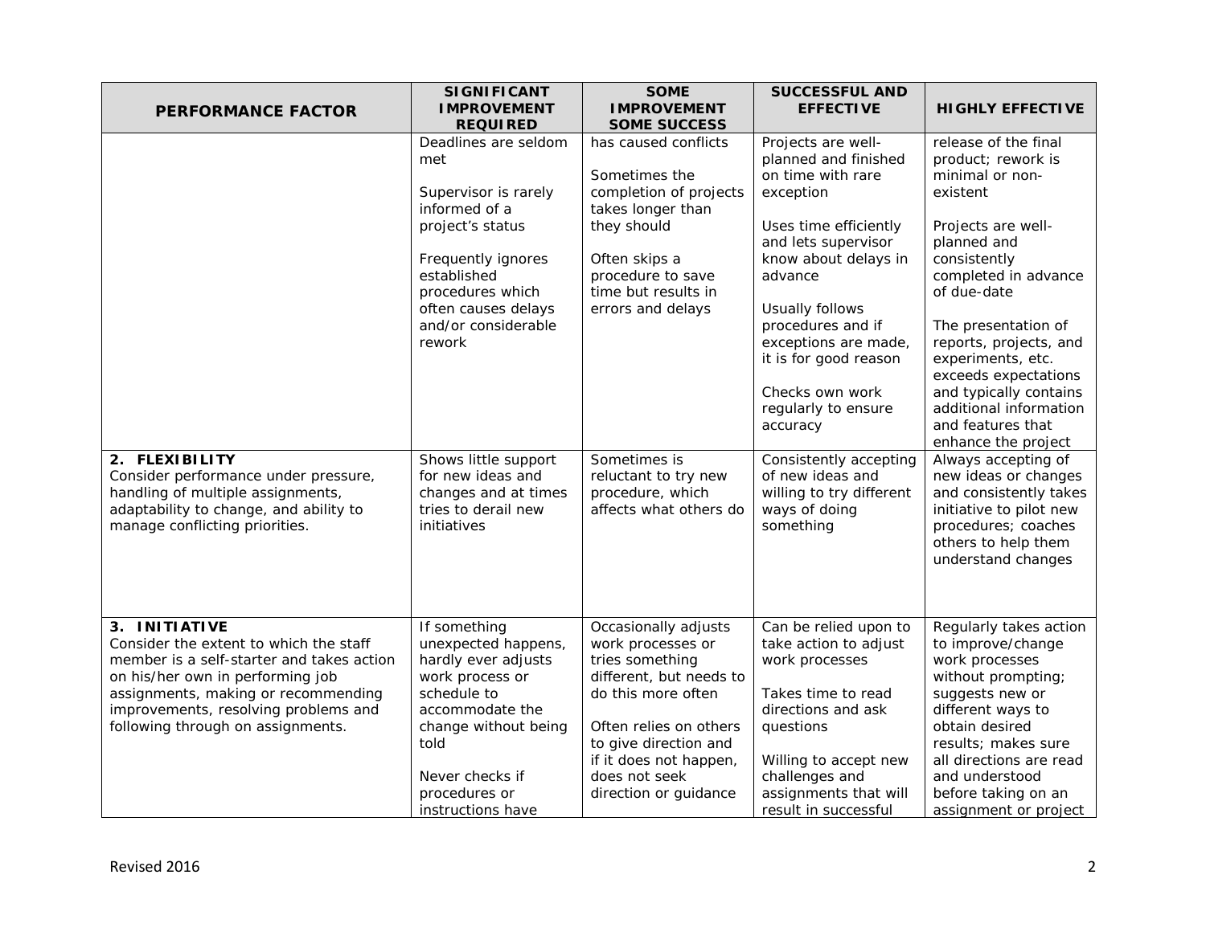| PERFORMANCE FACTOR | SIGNIFICANT IMPROVEMENT REQUIRED | SOME IMPROVEMENT SOME SUCCESS | SUCCESSFUL AND EFFECTIVE | HIGHLY EFFECTIVE |
|---|---|---|---|---|
| | Deadlines are seldom met<br><br>Supervisor is rarely informed of a project's status<br><br>Frequently ignores established procedures which often causes delays and/or considerable rework | has caused conflicts<br><br>Sometimes the completion of projects takes longer than they should<br><br>Often skips a procedure to save time but results in errors and delays | Projects are well-planned and finished on time with rare exception<br><br>Uses time efficiently and lets supervisor know about delays in advance<br><br>Usually follows procedures and if exceptions are made, it is for good reason<br><br>Checks own work regularly to ensure accuracy | release of the final product; rework is minimal or non-existent<br><br>Projects are well-planned and consistently completed in advance of due-date<br><br>The presentation of reports, projects, and experiments, etc. exceeds expectations and typically contains additional information and features that enhance the project |
| **2. FLEXIBILITY**<br>Consider performance under pressure, handling of multiple assignments, adaptability to change, and ability to manage conflicting priorities. | Shows little support for new ideas and changes and at times tries to derail new initiatives | Sometimes is reluctant to try new procedure, which affects what others do | Consistently accepting of new ideas and willing to try different ways of doing something | Always accepting of new ideas or changes and consistently takes initiative to pilot new procedures; coaches others to help them understand changes |
| **3. INITIATIVE**<br>Consider the extent to which the staff member is a self-starter and takes action on his/her own in performing job assignments, making or recommending improvements, resolving problems and following through on assignments. | If something unexpected happens, hardly ever adjusts work process or schedule to accommodate the change without being told<br><br>Never checks if procedures or instructions have | Occasionally adjusts work processes or tries something different, but needs to do this more often<br><br>Often relies on others to give direction and if it does not happen, does not seek direction or guidance | Can be relied upon to take action to adjust work processes<br><br>Takes time to read directions and ask questions<br><br>Willing to accept new challenges and assignments that will result in successful | Regularly takes action to improve/change work processes without prompting; suggests new or different ways to obtain desired results; makes sure all directions are read and understood before taking on an assignment or project |

Revised 2016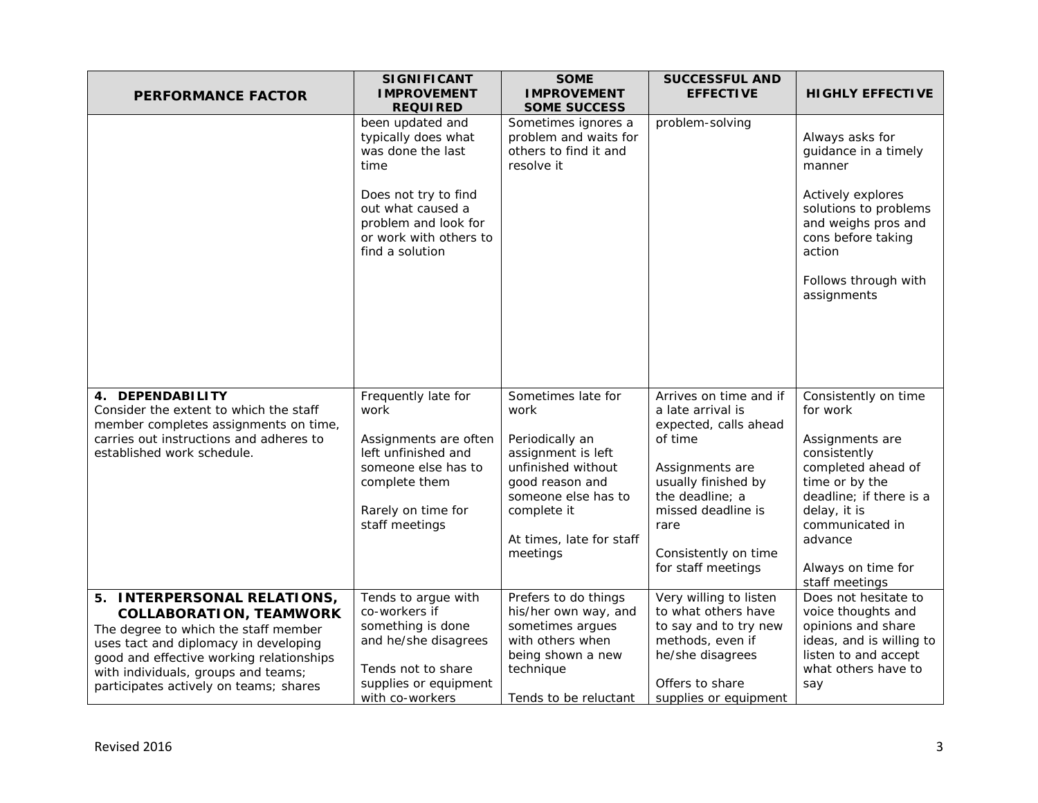| PERFORMANCE FACTOR | SIGNIFICANT IMPROVEMENT REQUIRED | SOME IMPROVEMENT SOME SUCCESS | SUCCESSFUL AND EFFECTIVE | HIGHLY EFFECTIVE |
|---|---|---|---|---|
| | been updated and typically does what was done the last time<br><br>Does not try to find out what caused a problem and look for or work with others to find a solution | Sometimes ignores a problem and waits for others to find it and resolve it | problem-solving | Always asks for guidance in a timely manner<br><br>Actively explores solutions to problems and weighs pros and cons before taking action<br><br>Follows through with assignments |
| **4. DEPENDABILITY**<br>Consider the extent to which the staff member completes assignments on time, carries out instructions and adheres to established work schedule. | Frequently late for work<br><br>Assignments are often left unfinished and someone else has to complete them<br><br>Rarely on time for staff meetings | Sometimes late for work<br><br>Periodically an assignment is left unfinished without good reason and someone else has to complete it<br><br>At times, late for staff meetings | Arrives on time and if a late arrival is expected, calls ahead of time<br><br>Assignments are usually finished by the deadline; a missed deadline is rare<br><br>Consistently on time for staff meetings | Consistently on time for work<br><br>Assignments are consistently completed ahead of time or by the deadline; if there is a delay, it is communicated in advance<br><br>Always on time for staff meetings |
| **5. INTERPERSONAL RELATIONS, COLLABORATION, TEAMWORK**<br>The degree to which the staff member uses tact and diplomacy in developing good and effective working relationships with individuals, groups and teams; participates actively on teams; shares | Tends to argue with co-workers if something is done and he/she disagrees<br><br>Tends not to share supplies or equipment with co-workers | Prefers to do things his/her own way, and sometimes argues with others when being shown a new technique<br><br>Tends to be reluctant | Very willing to listen to what others have to say and to try new methods, even if he/she disagrees<br><br>Offers to share supplies or equipment | Does not hesitate to voice thoughts and opinions and share ideas, and is willing to listen to and accept what others have to say |

Revised 2016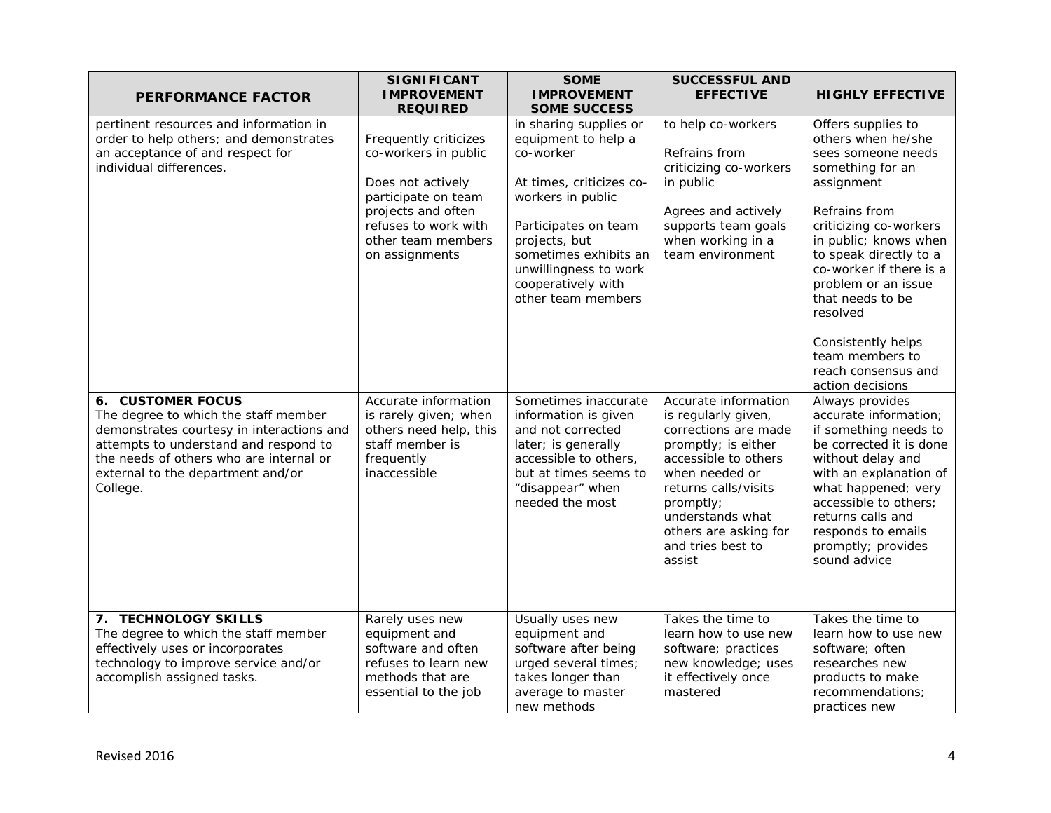| PERFORMANCE FACTOR | SIGNIFICANT IMPROVEMENT REQUIRED | SOME IMPROVEMENT SOME SUCCESS | SUCCESSFUL AND EFFECTIVE | HIGHLY EFFECTIVE |
|---|---|---|---|---|
| pertinent resources and information in order to help others; and demonstrates an acceptance of and respect for individual differences. | Frequently criticizes co-workers in public<br><br>Does not actively participate on team projects and often refuses to work with other team members on assignments | in sharing supplies or equipment to help a co-worker<br><br>At times, criticizes co-workers in public<br><br>Participates on team projects, but sometimes exhibits an unwillingness to work cooperatively with other team members | to help co-workers<br><br>Refrains from criticizing co-workers in public<br><br>Agrees and actively supports team goals when working in a team environment | Offers supplies to others when he/she sees someone needs something for an assignment<br><br>Refrains from criticizing co-workers in public; knows when to speak directly to a co-worker if there is a problem or an issue that needs to be resolved<br><br>Consistently helps team members to reach consensus and action decisions |
| **6. CUSTOMER FOCUS**<br>The degree to which the staff member demonstrates courtesy in interactions and attempts to understand and respond to the needs of others who are internal or external to the department and/or College. | Accurate information is rarely given; when others need help, this staff member is frequently inaccessible | Sometimes inaccurate information is given and not corrected later; is generally accessible to others, but at times seems to "disappear" when needed the most | Accurate information is regularly given, corrections are made promptly; is either accessible to others when needed or returns calls/visits promptly; understands what others are asking for and tries best to assist | Always provides accurate information; if something needs to be corrected it is done without delay and with an explanation of what happened; very accessible to others; returns calls and responds to emails promptly; provides sound advice |
| **7. TECHNOLOGY SKILLS**<br>The degree to which the staff member effectively uses or incorporates technology to improve service and/or accomplish assigned tasks. | Rarely uses new equipment and software and often refuses to learn new methods that are essential to the job | Usually uses new equipment and software after being urged several times; takes longer than average to master new methods | Takes the time to learn how to use new software; practices new knowledge; uses it effectively once mastered | Takes the time to learn how to use new software; often researches new products to make recommendations; practices new |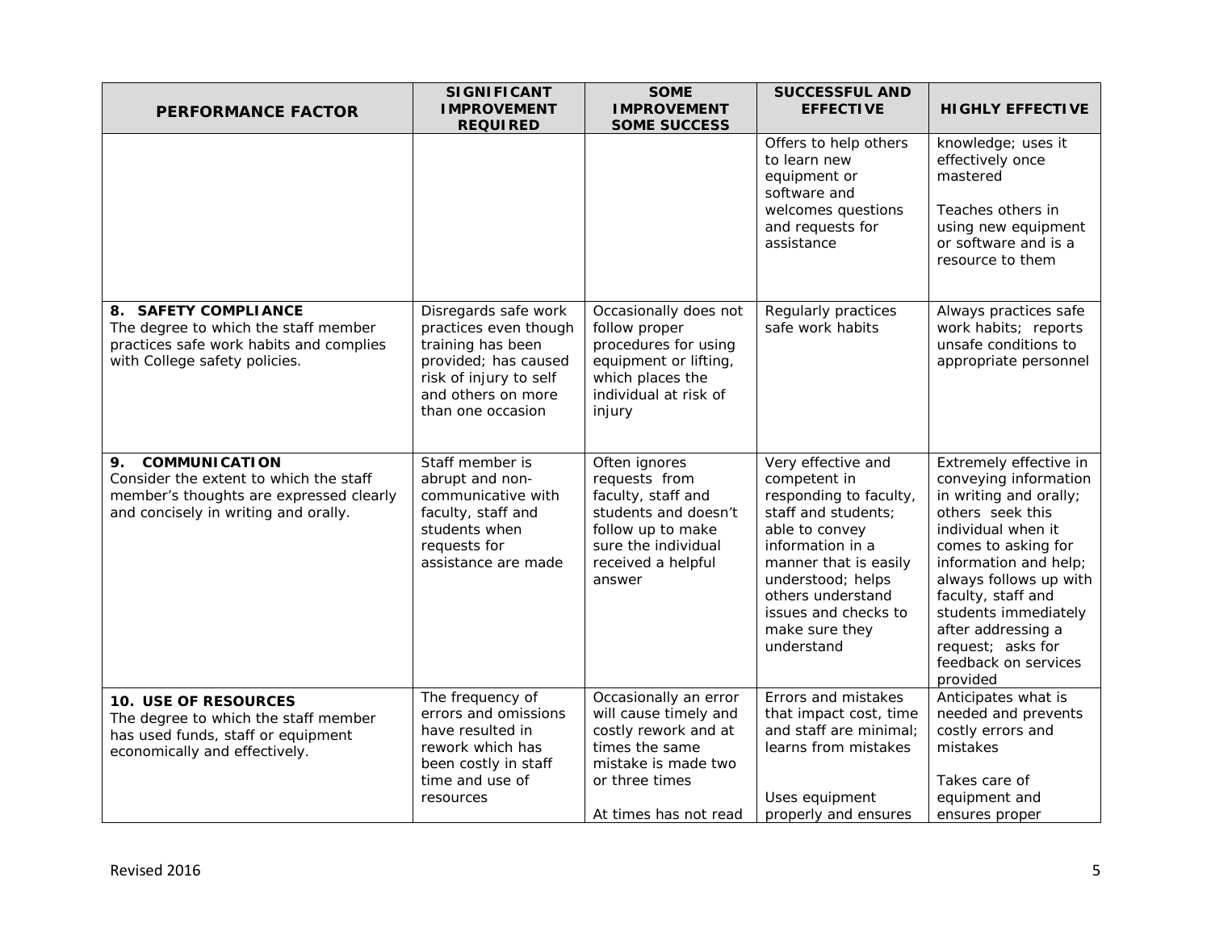| PERFORMANCE FACTOR | SIGNIFICANT IMPROVEMENT REQUIRED | SOME IMPROVEMENT SOME SUCCESS | SUCCESSFUL AND EFFECTIVE | HIGHLY EFFECTIVE |
|---|---|---|---|---|
| | | | Offers to help others to learn new equipment or software and welcomes questions and requests for assistance | knowledge; uses it effectively once mastered<br><br>Teaches others in using new equipment or software and is a resource to them |
| **8. SAFETY COMPLIANCE**<br>The degree to which the staff member practices safe work habits and complies with College safety policies. | Disregards safe work practices even though training has been provided; has caused risk of injury to self and others on more than one occasion | Occasionally does not follow proper procedures for using equipment or lifting, which places the individual at risk of injury | Regularly practices safe work habits | Always practices safe work habits; reports unsafe conditions to appropriate personnel |
| **9. COMMUNICATION**<br>Consider the extent to which the staff member's thoughts are expressed clearly and concisely in writing and orally. | Staff member is abrupt and non-communicative with faculty, staff and students when requests for assistance are made | Often ignores requests from faculty, staff and students and doesn't follow up to make sure the individual received a helpful answer | Very effective and competent in responding to faculty, staff and students; able to convey information in a manner that is easily understood; helps others understand issues and checks to make sure they understand | Extremely effective in conveying information in writing and orally; others seek this individual when it comes to asking for information and help; always follows up with faculty, staff and students immediately after addressing a request; asks for feedback on services provided |
| **10. USE OF RESOURCES**<br>The degree to which the staff member has used funds, staff or equipment economically and effectively. | The frequency of errors and omissions have resulted in rework which has been costly in staff time and use of resources | Occasionally an error will cause timely and costly rework and at times the same mistake is made two or three times<br><br>At times has not read | Errors and mistakes that impact cost, time and staff are minimal; learns from mistakes<br><br>Uses equipment properly and ensures | Anticipates what is needed and prevents costly errors and mistakes<br><br>Takes care of equipment and ensures proper |

Revised 2016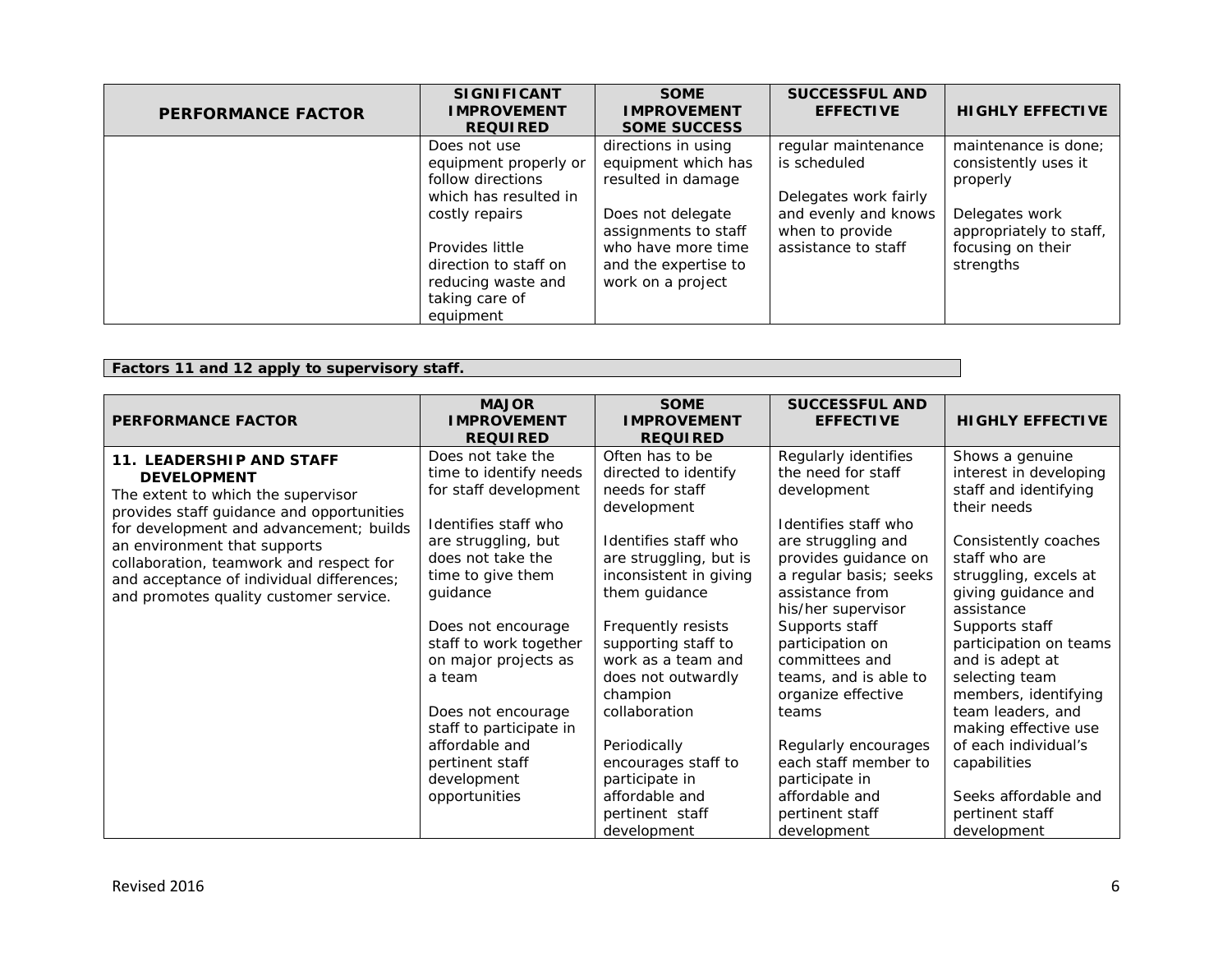| PERFORMANCE FACTOR | SIGNIFICANT IMPROVEMENT REQUIRED | SOME IMPROVEMENT SOME SUCCESS | SUCCESSFUL AND EFFECTIVE | HIGHLY EFFECTIVE |
|---|---|---|---|---|
| | Does not use equipment properly or follow directions which has resulted in costly repairs<br><br>Provides little direction to staff on reducing waste and taking care of equipment | directions in using equipment which has resulted in damage<br><br>Does not delegate assignments to staff who have more time and the expertise to work on a project | regular maintenance is scheduled<br><br>Delegates work fairly and evenly and knows when to provide assistance to staff | maintenance is done; consistently uses it properly<br><br>Delegates work appropriately to staff, focusing on their strengths |

**Factors 11 and 12 apply to supervisory staff.**

| PERFORMANCE FACTOR | MAJOR IMPROVEMENT REQUIRED | SOME IMPROVEMENT REQUIRED | SUCCESSFUL AND EFFECTIVE | HIGHLY EFFECTIVE |
|---|---|---|---|---|
| **11. LEADERSHIP AND STAFF DEVELOPMENT**<br>The extent to which the supervisor provides staff guidance and opportunities for development and advancement; builds an environment that supports collaboration, teamwork and respect for and acceptance of individual differences; and promotes quality customer service. | Does not take the time to identify needs for staff development<br><br>Identifies staff who are struggling, but does not take the time to give them guidance<br><br>Does not encourage staff to work together on major projects as a team<br><br>Does not encourage staff to participate in affordable and pertinent staff development opportunities | Often has to be directed to identify needs for staff development<br><br>Identifies staff who are struggling, but is inconsistent in giving them guidance<br><br>Frequently resists supporting staff to work as a team and does not outwardly champion collaboration<br><br>Periodically encourages staff to participate in affordable and pertinent staff development | Regularly identifies the need for staff development<br><br>Identifies staff who are struggling and provides guidance on a regular basis; seeks assistance from his/her supervisor<br>Supports staff participation on committees and teams, and is able to organize effective teams<br><br>Regularly encourages each staff member to participate in affordable and pertinent staff development | Shows a genuine interest in developing staff and identifying their needs<br><br>Consistently coaches staff who are struggling, excels at giving guidance and assistance<br>Supports staff participation on teams and is adept at selecting team members, identifying team leaders, and making effective use of each individual's capabilities<br><br>Seeks affordable and pertinent staff development |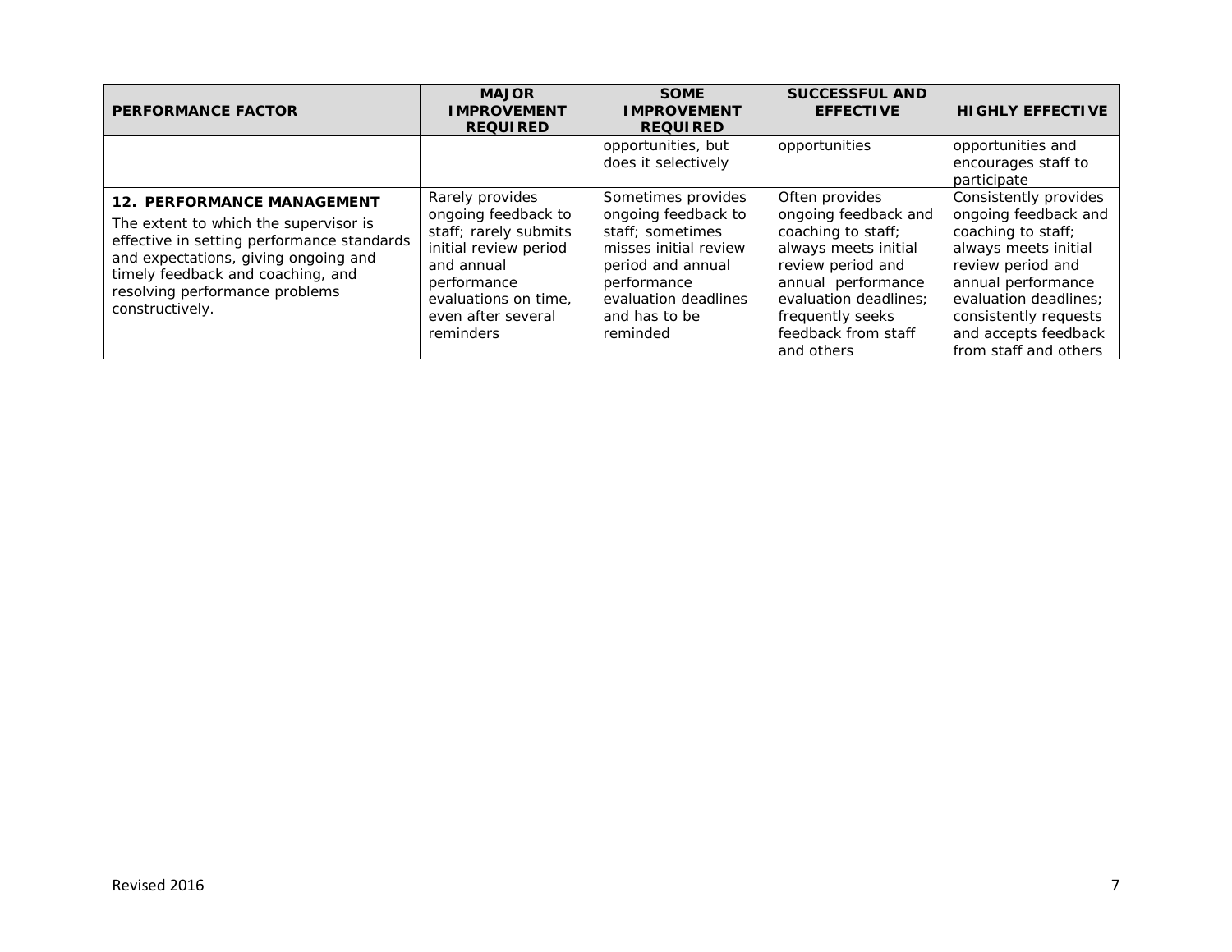| PERFORMANCE FACTOR | MAJOR IMPROVEMENT REQUIRED | SOME IMPROVEMENT REQUIRED | SUCCESSFUL AND EFFECTIVE | HIGHLY EFFECTIVE |
|---|---|---|---|---|
| | | opportunities, but does it selectively | opportunities | opportunities and encourages staff to participate |
| **12. PERFORMANCE MANAGEMENT** The extent to which the supervisor is effective in setting performance standards and expectations, giving ongoing and timely feedback and coaching, and resolving performance problems constructively. | Rarely provides ongoing feedback to staff; rarely submits initial review period and annual performance evaluations on time, even after several reminders | Sometimes provides ongoing feedback to staff; sometimes misses initial review period and annual performance evaluation deadlines and has to be reminded | Often provides ongoing feedback and coaching to staff; always meets initial review period and annual performance evaluation deadlines; frequently seeks feedback from staff and others | Consistently provides ongoing feedback and coaching to staff; always meets initial review period and annual performance evaluation deadlines; consistently requests and accepts feedback from staff and others |

Revised 2016